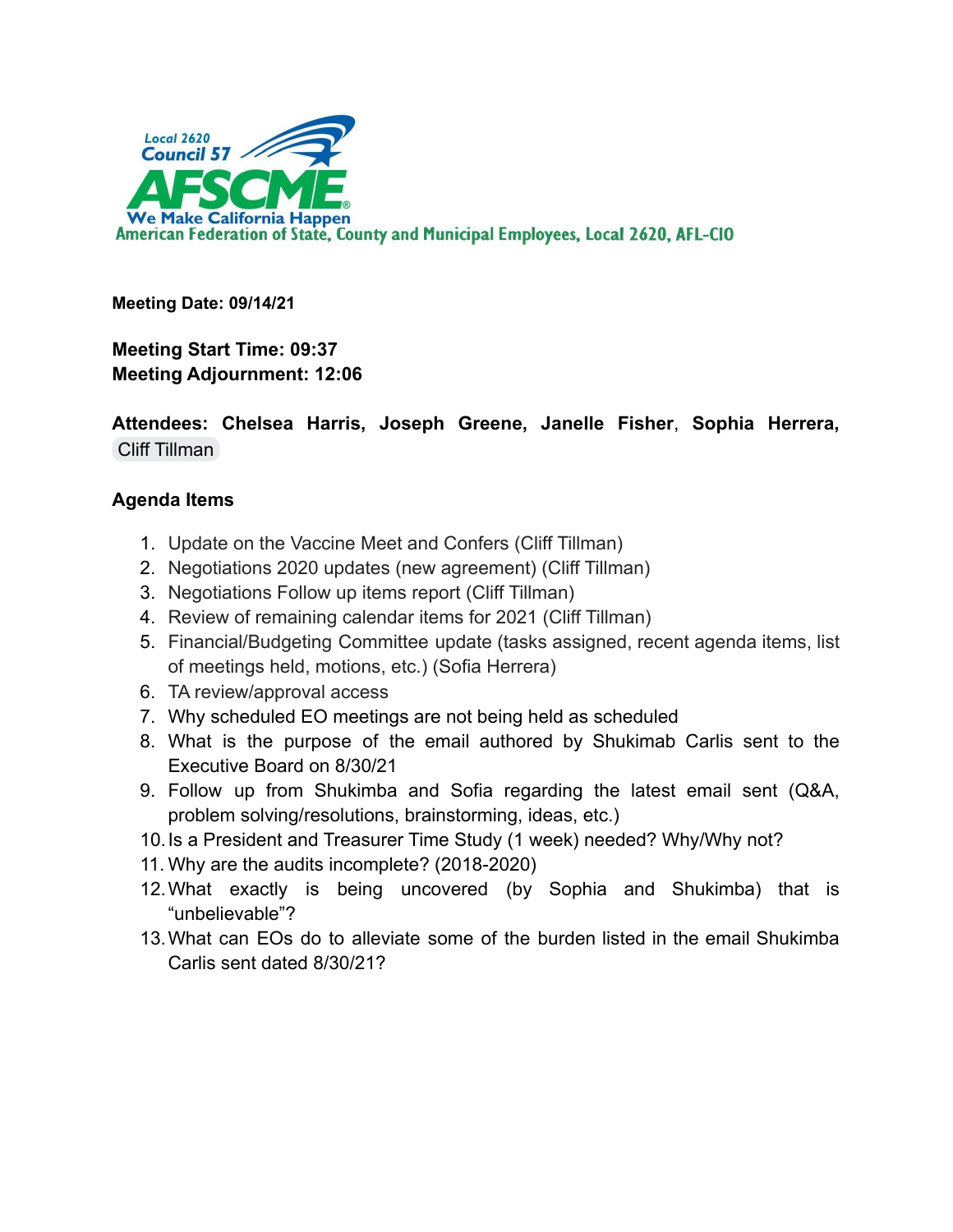Local 2620
Council 57
AFSCME
We Make California Happen
American Federation of State, County and Municipal Employees, Local 2620, AFL-CIO

**Meeting Date: 09/14/21**

**Meeting Start Time: 09:37**
**Meeting Adjournment: 12:06**

**Attendees: Chelsea Harris, Joseph Greene, Janelle Fisher, Sophia Herrera,** Cliff Tillman

**Agenda Items**

1. Update on the Vaccine Meet and Confers (Cliff Tillman)
2. Negotiations 2020 updates (new agreement) (Cliff Tillman)
3. Negotiations Follow up items report (Cliff Tillman)
4. Review of remaining calendar items for 2021 (Cliff Tillman)
5. Financial/Budgeting Committee update (tasks assigned, recent agenda items, list of meetings held, motions, etc.) (Sofia Herrera)
6. TA review/approval access
7. Why scheduled EO meetings are not being held as scheduled
8. What is the purpose of the email authored by Shukimab Carlis sent to the Executive Board on 8/30/21
9. Follow up from Shukimba and Sofia regarding the latest email sent (Q&A, problem solving/resolutions, brainstorming, ideas, etc.)
10. Is a President and Treasurer Time Study (1 week) needed? Why/Why not?
11. Why are the audits incomplete? (2018-2020)
12. What exactly is being uncovered (by Sophia and Shukimba) that is "unbelievable"?
13. What can EOs do to alleviate some of the burden listed in the email Shukimba Carlis sent dated 8/30/21?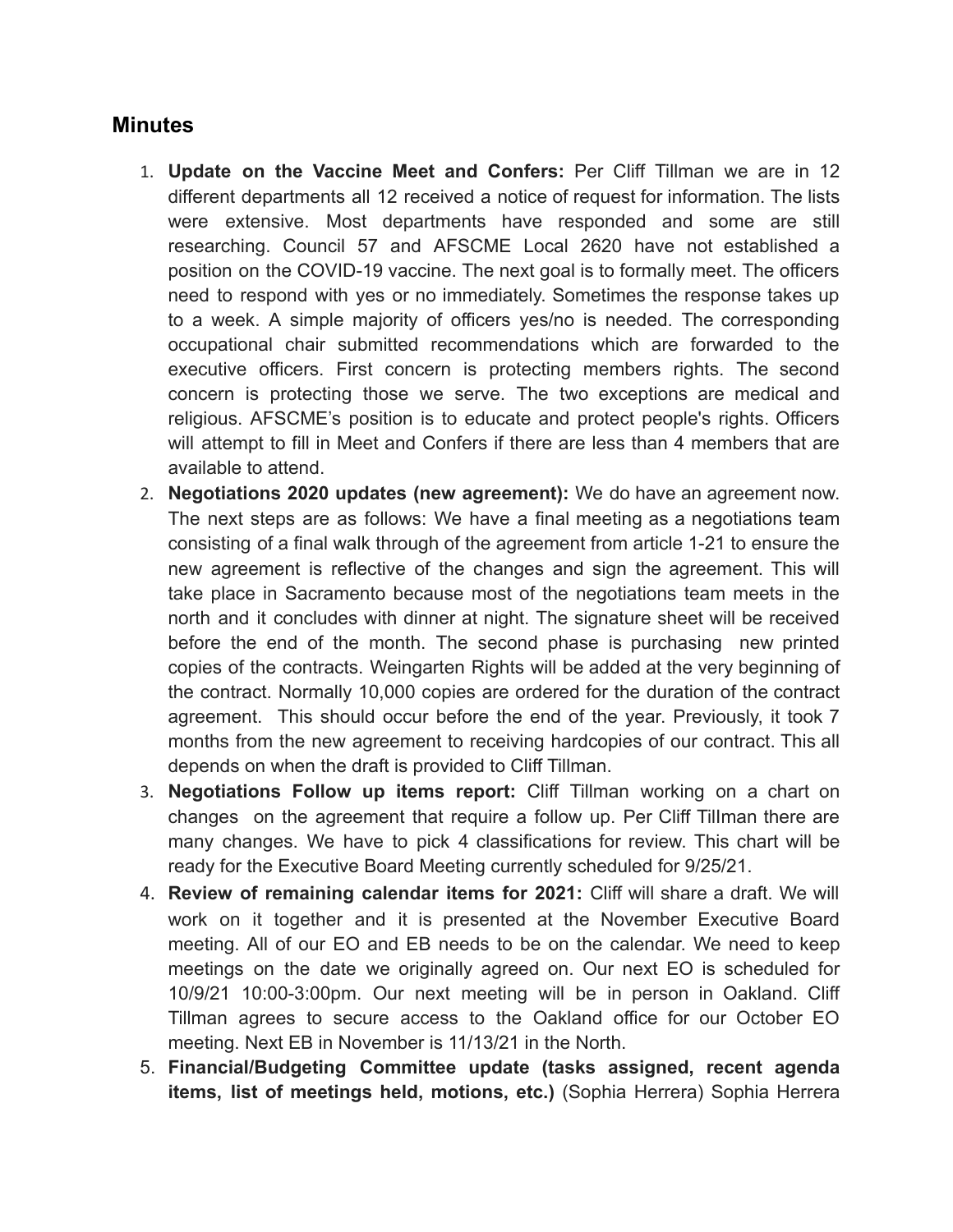## Minutes

1. **Update on the Vaccine Meet and Confers:** Per Cliff Tillman we are in 12 different departments all 12 received a notice of request for information. The lists were extensive. Most departments have responded and some are still researching. Council 57 and AFSCME Local 2620 have not established a position on the COVID-19 vaccine. The next goal is to formally meet. The officers need to respond with yes or no immediately. Sometimes the response takes up to a week. A simple majority of officers yes/no is needed. The corresponding occupational chair submitted recommendations which are forwarded to the executive officers. First concern is protecting members rights. The second concern is protecting those we serve. The two exceptions are medical and religious. AFSCME's position is to educate and protect people's rights. Officers will attempt to fill in Meet and Confers if there are less than 4 members that are available to attend.
2. **Negotiations 2020 updates (new agreement):** We do have an agreement now. The next steps are as follows: We have a final meeting as a negotiations team consisting of a final walk through of the agreement from article 1-21 to ensure the new agreement is reflective of the changes and sign the agreement. This will take place in Sacramento because most of the negotiations team meets in the north and it concludes with dinner at night. The signature sheet will be received before the end of the month. The second phase is purchasing new printed copies of the contracts. Weingarten Rights will be added at the very beginning of the contract. Normally 10,000 copies are ordered for the duration of the contract agreement. This should occur before the end of the year. Previously, it took 7 months from the new agreement to receiving hardcopies of our contract. This all depends on when the draft is provided to Cliff Tillman.
3. **Negotiations Follow up items report:** Cliff Tillman working on a chart on changes on the agreement that require a follow up. Per Cliff Tillman there are many changes. We have to pick 4 classifications for review. This chart will be ready for the Executive Board Meeting currently scheduled for 9/25/21.
4. **Review of remaining calendar items for 2021:** Cliff will share a draft. We will work on it together and it is presented at the November Executive Board meeting. All of our EO and EB needs to be on the calendar. We need to keep meetings on the date we originally agreed on. Our next EO is scheduled for 10/9/21 10:00-3:00pm. Our next meeting will be in person in Oakland. Cliff Tillman agrees to secure access to the Oakland office for our October EO meeting. Next EB in November is 11/13/21 in the North.
5. **Financial/Budgeting Committee update (tasks assigned, recent agenda items, list of meetings held, motions, etc.)** (Sophia Herrera) Sophia Herrera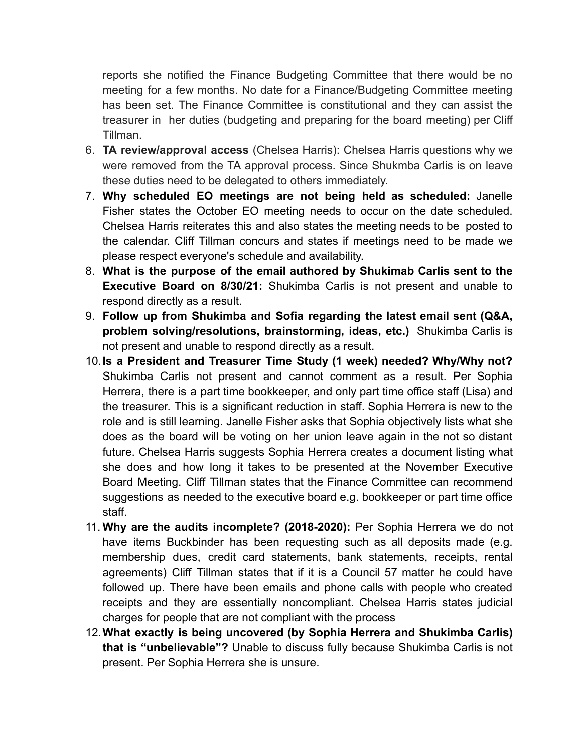reports she notified the Finance Budgeting Committee that there would be no meeting for a few months. No date for a Finance/Budgeting Committee meeting has been set. The Finance Committee is constitutional and they can assist the treasurer in her duties (budgeting and preparing for the board meeting) per Cliff Tillman.

6. **TA review/approval access** (Chelsea Harris): Chelsea Harris questions why we were removed from the TA approval process. Since Shukmba Carlis is on leave these duties need to be delegated to others immediately.
7. **Why scheduled EO meetings are not being held as scheduled:** Janelle Fisher states the October EO meeting needs to occur on the date scheduled. Chelsea Harris reiterates this and also states the meeting needs to be posted to the calendar. Cliff Tillman concurs and states if meetings need to be made we please respect everyone's schedule and availability.
8. **What is the purpose of the email authored by Shukimab Carlis sent to the Executive Board on 8/30/21:** Shukimba Carlis is not present and unable to respond directly as a result.
9. **Follow up from Shukimba and Sofia regarding the latest email sent (Q&A, problem solving/resolutions, brainstorming, ideas, etc.)** Shukimba Carlis is not present and unable to respond directly as a result.
10. **Is a President and Treasurer Time Study (1 week) needed? Why/Why not?** Shukimba Carlis not present and cannot comment as a result. Per Sophia Herrera, there is a part time bookkeeper, and only part time office staff (Lisa) and the treasurer. This is a significant reduction in staff. Sophia Herrera is new to the role and is still learning. Janelle Fisher asks that Sophia objectively lists what she does as the board will be voting on her union leave again in the not so distant future. Chelsea Harris suggests Sophia Herrera creates a document listing what she does and how long it takes to be presented at the November Executive Board Meeting. Cliff Tillman states that the Finance Committee can recommend suggestions as needed to the executive board e.g. bookkeeper or part time office staff.
11. **Why are the audits incomplete? (2018-2020):** Per Sophia Herrera we do not have items Buckbinder has been requesting such as all deposits made (e.g. membership dues, credit card statements, bank statements, receipts, rental agreements) Cliff Tillman states that if it is a Council 57 matter he could have followed up. There have been emails and phone calls with people who created receipts and they are essentially noncompliant. Chelsea Harris states judicial charges for people that are not compliant with the process
12. **What exactly is being uncovered (by Sophia Herrera and Shukimba Carlis) that is "unbelievable"?** Unable to discuss fully because Shukimba Carlis is not present. Per Sophia Herrera she is unsure.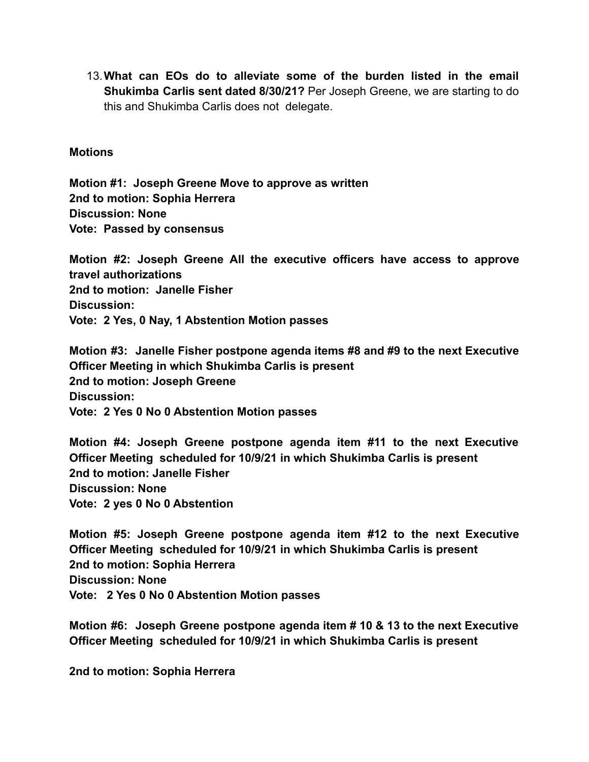13. **What can EOs do to alleviate some of the burden listed in the email Shukimba Carlis sent dated 8/30/21?** Per Joseph Greene, we are starting to do this and Shukimba Carlis does not delegate.

**Motions**

**Motion #1: Joseph Greene Move to approve as written**
**2nd to motion: Sophia Herrera**
**Discussion: None**
**Vote: Passed by consensus**

**Motion #2: Joseph Greene All the executive officers have access to approve travel authorizations**
**2nd to motion: Janelle Fisher**
**Discussion:**
**Vote: 2 Yes, 0 Nay, 1 Abstention Motion passes**

**Motion #3: Janelle Fisher postpone agenda items #8 and #9 to the next Executive Officer Meeting in which Shukimba Carlis is present**
**2nd to motion: Joseph Greene**
**Discussion:**
**Vote: 2 Yes 0 No 0 Abstention Motion passes**

**Motion #4: Joseph Greene postpone agenda item #11 to the next Executive Officer Meeting scheduled for 10/9/21 in which Shukimba Carlis is present**
**2nd to motion: Janelle Fisher**
**Discussion: None**
**Vote: 2 yes 0 No 0 Abstention**

**Motion #5: Joseph Greene postpone agenda item #12 to the next Executive Officer Meeting scheduled for 10/9/21 in which Shukimba Carlis is present**
**2nd to motion: Sophia Herrera**
**Discussion: None**
**Vote: 2 Yes 0 No 0 Abstention Motion passes**

**Motion #6: Joseph Greene postpone agenda item # 10 & 13 to the next Executive Officer Meeting scheduled for 10/9/21 in which Shukimba Carlis is present**

**2nd to motion: Sophia Herrera**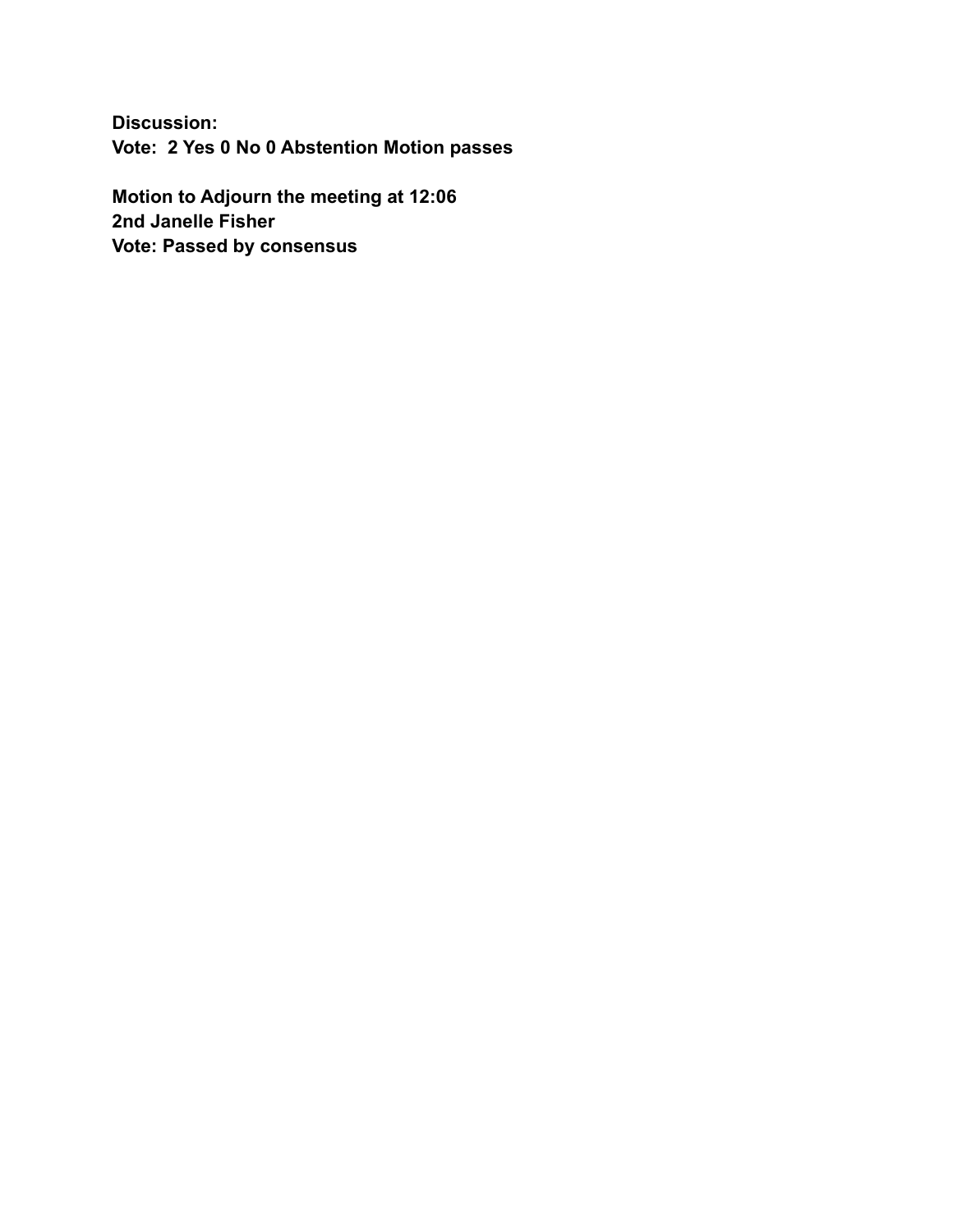**Discussion:**
**Vote: 2 Yes 0 No 0 Abstention Motion passes**

**Motion to Adjourn the meeting at 12:06**
**2nd Janelle Fisher**
**Vote: Passed by consensus**